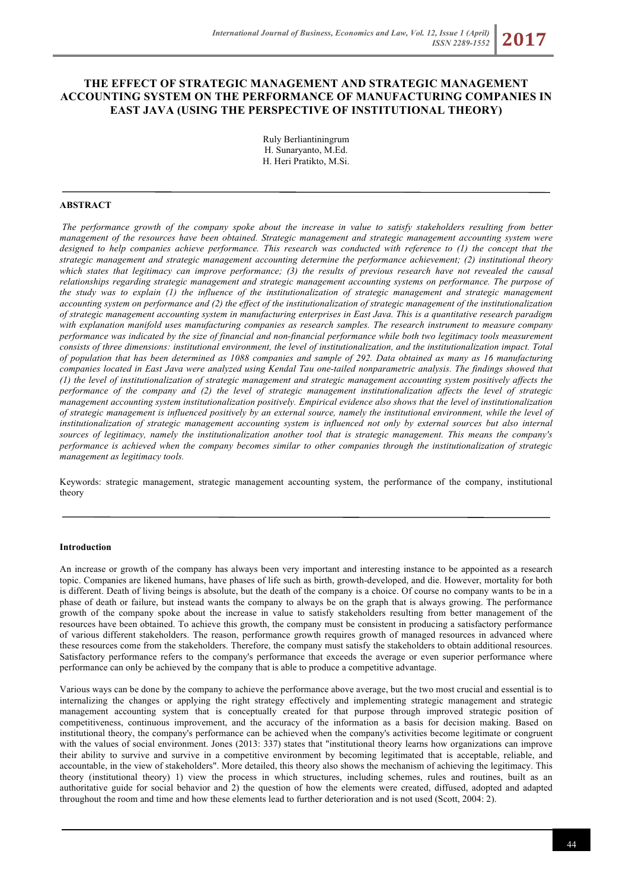# THE EFFECT OF STRATEGIC MANAGEMENT AND STRATEGIC MANAGEMENT ACCOUNTING SYSTEM ON THE PERFORMANCE OF MANUFACTURING COMPANIES IN EAST JAVA (USING THE PERSPECTIVE OF INSTITUTIONAL THEORY)

Ruly Berliantiningrum
H. Sunaryanto, M.Ed.
H. Heri Pratikto, M.Si.

## ABSTRACT

*The performance growth of the company spoke about the increase in value to satisfy stakeholders resulting from better management of the resources have been obtained. Strategic management and strategic management accounting system were designed to help companies achieve performance. This research was conducted with reference to (1) the concept that the strategic management and strategic management accounting determine the performance achievement; (2) institutional theory which states that legitimacy can improve performance; (3) the results of previous research have not revealed the causal relationships regarding strategic management and strategic management accounting systems on performance. The purpose of the study was to explain (1) the influence of the institutionalization of strategic management and strategic management accounting system on performance and (2) the effect of the institutionalization of strategic management of the institutionalization of strategic management accounting system in manufacturing enterprises in East Java. This is a quantitative research paradigm with explanation manifold uses manufacturing companies as research samples. The research instrument to measure company performance was indicated by the size of financial and non-financial performance while both two legitimacy tools measurement consists of three dimensions: institutional environment, the level of institutionalization, and the institutionalization impact. Total of population that has been determined as 1088 companies and sample of 292. Data obtained as many as 16 manufacturing companies located in East Java were analyzed using Kendal Tau one-tailed nonparametric analysis. The findings showed that (1) the level of institutionalization of strategic management and strategic management accounting system positively affects the performance of the company and (2) the level of strategic management institutionalization affects the level of strategic management accounting system institutionalization positively. Empirical evidence also shows that the level of institutionalization of strategic management is influenced positively by an external source, namely the institutional environment, while the level of institutionalization of strategic management accounting system is influenced not only by external sources but also internal sources of legitimacy, namely the institutionalization another tool that is strategic management. This means the company's performance is achieved when the company becomes similar to other companies through the institutionalization of strategic management as legitimacy tools.*

Keywords: strategic management, strategic management accounting system, the performance of the company, institutional theory

### Introduction

An increase or growth of the company has always been very important and interesting instance to be appointed as a research topic. Companies are likened humans, have phases of life such as birth, growth-developed, and die. However, mortality for both is different. Death of living beings is absolute, but the death of the company is a choice. Of course no company wants to be in a phase of death or failure, but instead wants the company to always be on the graph that is always growing. The performance growth of the company spoke about the increase in value to satisfy stakeholders resulting from better management of the resources have been obtained. To achieve this growth, the company must be consistent in producing a satisfactory performance of various different stakeholders. The reason, performance growth requires growth of managed resources in advanced where these resources come from the stakeholders. Therefore, the company must satisfy the stakeholders to obtain additional resources. Satisfactory performance refers to the company's performance that exceeds the average or even superior performance where performance can only be achieved by the company that is able to produce a competitive advantage.

Various ways can be done by the company to achieve the performance above average, but the two most crucial and essential is to internalizing the changes or applying the right strategy effectively and implementing strategic management and strategic management accounting system that is conceptually created for that purpose through improved strategic position of competitiveness, continuous improvement, and the accuracy of the information as a basis for decision making. Based on institutional theory, the company's performance can be achieved when the company's activities become legitimate or congruent with the values of social environment. Jones (2013: 337) states that "institutional theory learns how organizations can improve their ability to survive and survive in a competitive environment by becoming legitimated that is acceptable, reliable, and accountable, in the view of stakeholders". More detailed, this theory also shows the mechanism of achieving the legitimacy. This theory (institutional theory) 1) view the process in which structures, including schemes, rules and routines, built as an authoritative guide for social behavior and 2) the question of how the elements were created, diffused, adopted and adapted throughout the room and time and how these elements lead to further deterioration and is not used (Scott, 2004: 2).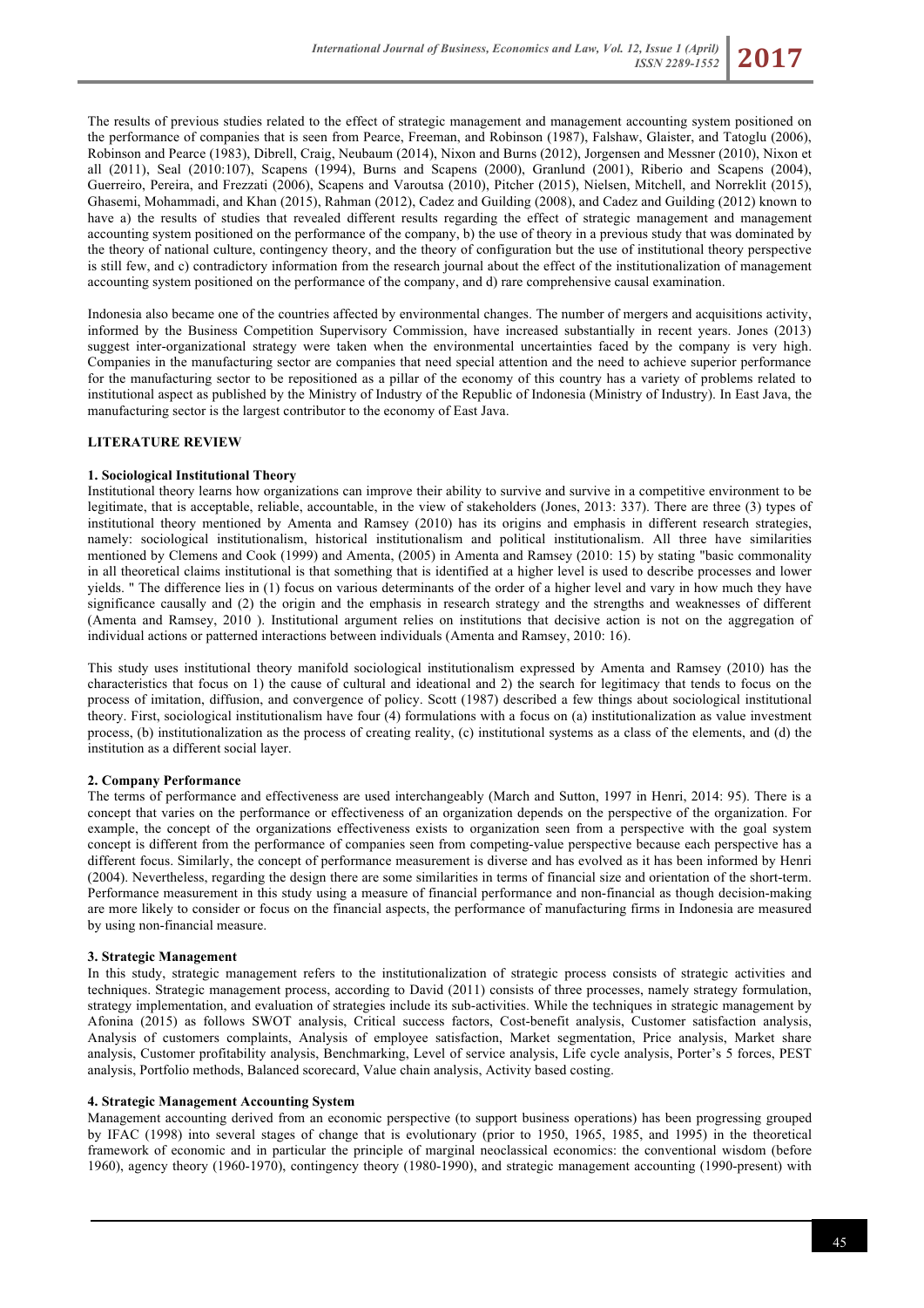The results of previous studies related to the effect of strategic management and management accounting system positioned on the performance of companies that is seen from Pearce, Freeman, and Robinson (1987), Falshaw, Glaister, and Tatoglu (2006), Robinson and Pearce (1983), Dibrell, Craig, Neubaum (2014), Nixon and Burns (2012), Jorgensen and Messner (2010), Nixon et all (2011), Seal (2010:107), Scapens (1994), Burns and Scapens (2000), Granlund (2001), Riberio and Scapens (2004), Guerreiro, Pereira, and Frezzati (2006), Scapens and Varoutsa (2010), Pitcher (2015), Nielsen, Mitchell, and Norreklit (2015), Ghasemi, Mohammadi, and Khan (2015), Rahman (2012), Cadez and Guilding (2008), and Cadez and Guilding (2012) known to have a) the results of studies that revealed different results regarding the effect of strategic management and management accounting system positioned on the performance of the company, b) the use of theory in a previous study that was dominated by the theory of national culture, contingency theory, and the theory of configuration but the use of institutional theory perspective is still few, and c) contradictory information from the research journal about the effect of the institutionalization of management accounting system positioned on the performance of the company, and d) rare comprehensive causal examination.

Indonesia also became one of the countries affected by environmental changes. The number of mergers and acquisitions activity, informed by the Business Competition Supervisory Commission, have increased substantially in recent years. Jones (2013) suggest inter-organizational strategy were taken when the environmental uncertainties faced by the company is very high. Companies in the manufacturing sector are companies that need special attention and the need to achieve superior performance for the manufacturing sector to be repositioned as a pillar of the economy of this country has a variety of problems related to institutional aspect as published by the Ministry of Industry of the Republic of Indonesia (Ministry of Industry). In East Java, the manufacturing sector is the largest contributor to the economy of East Java.

## LITERATURE REVIEW

### 1. Sociological Institutional Theory

Institutional theory learns how organizations can improve their ability to survive and survive in a competitive environment to be legitimate, that is acceptable, reliable, accountable, in the view of stakeholders (Jones, 2013: 337). There are three (3) types of institutional theory mentioned by Amenta and Ramsey (2010) has its origins and emphasis in different research strategies, namely: sociological institutionalism, historical institutionalism and political institutionalism. All three have similarities mentioned by Clemens and Cook (1999) and Amenta, (2005) in Amenta and Ramsey (2010: 15) by stating "basic commonality in all theoretical claims institutional is that something that is identified at a higher level is used to describe processes and lower yields. " The difference lies in (1) focus on various determinants of the order of a higher level and vary in how much they have significance causally and (2) the origin and the emphasis in research strategy and the strengths and weaknesses of different (Amenta and Ramsey, 2010 ). Institutional argument relies on institutions that decisive action is not on the aggregation of individual actions or patterned interactions between individuals (Amenta and Ramsey, 2010: 16).

This study uses institutional theory manifold sociological institutionalism expressed by Amenta and Ramsey (2010) has the characteristics that focus on 1) the cause of cultural and ideational and 2) the search for legitimacy that tends to focus on the process of imitation, diffusion, and convergence of policy. Scott (1987) described a few things about sociological institutional theory. First, sociological institutionalism have four (4) formulations with a focus on (a) institutionalization as value investment process, (b) institutionalization as the process of creating reality, (c) institutional systems as a class of the elements, and (d) the institution as a different social layer.

### 2. Company Performance

The terms of performance and effectiveness are used interchangeably (March and Sutton, 1997 in Henri, 2014: 95). There is a concept that varies on the performance or effectiveness of an organization depends on the perspective of the organization. For example, the concept of the organizations effectiveness exists to organization seen from a perspective with the goal system concept is different from the performance of companies seen from competing-value perspective because each perspective has a different focus. Similarly, the concept of performance measurement is diverse and has evolved as it has been informed by Henri (2004). Nevertheless, regarding the design there are some similarities in terms of financial size and orientation of the short-term. Performance measurement in this study using a measure of financial performance and non-financial as though decision-making are more likely to consider or focus on the financial aspects, the performance of manufacturing firms in Indonesia are measured by using non-financial measure.

### 3. Strategic Management

In this study, strategic management refers to the institutionalization of strategic process consists of strategic activities and techniques. Strategic management process, according to David (2011) consists of three processes, namely strategy formulation, strategy implementation, and evaluation of strategies include its sub-activities. While the techniques in strategic management by Afonina (2015) as follows SWOT analysis, Critical success factors, Cost-benefit analysis, Customer satisfaction analysis, Analysis of customers complaints, Analysis of employee satisfaction, Market segmentation, Price analysis, Market share analysis, Customer profitability analysis, Benchmarking, Level of service analysis, Life cycle analysis, Porter's 5 forces, PEST analysis, Portfolio methods, Balanced scorecard, Value chain analysis, Activity based costing.

### 4. Strategic Management Accounting System

Management accounting derived from an economic perspective (to support business operations) has been progressing grouped by IFAC (1998) into several stages of change that is evolutionary (prior to 1950, 1965, 1985, and 1995) in the theoretical framework of economic and in particular the principle of marginal neoclassical economics: the conventional wisdom (before 1960), agency theory (1960-1970), contingency theory (1980-1990), and strategic management accounting (1990-present) with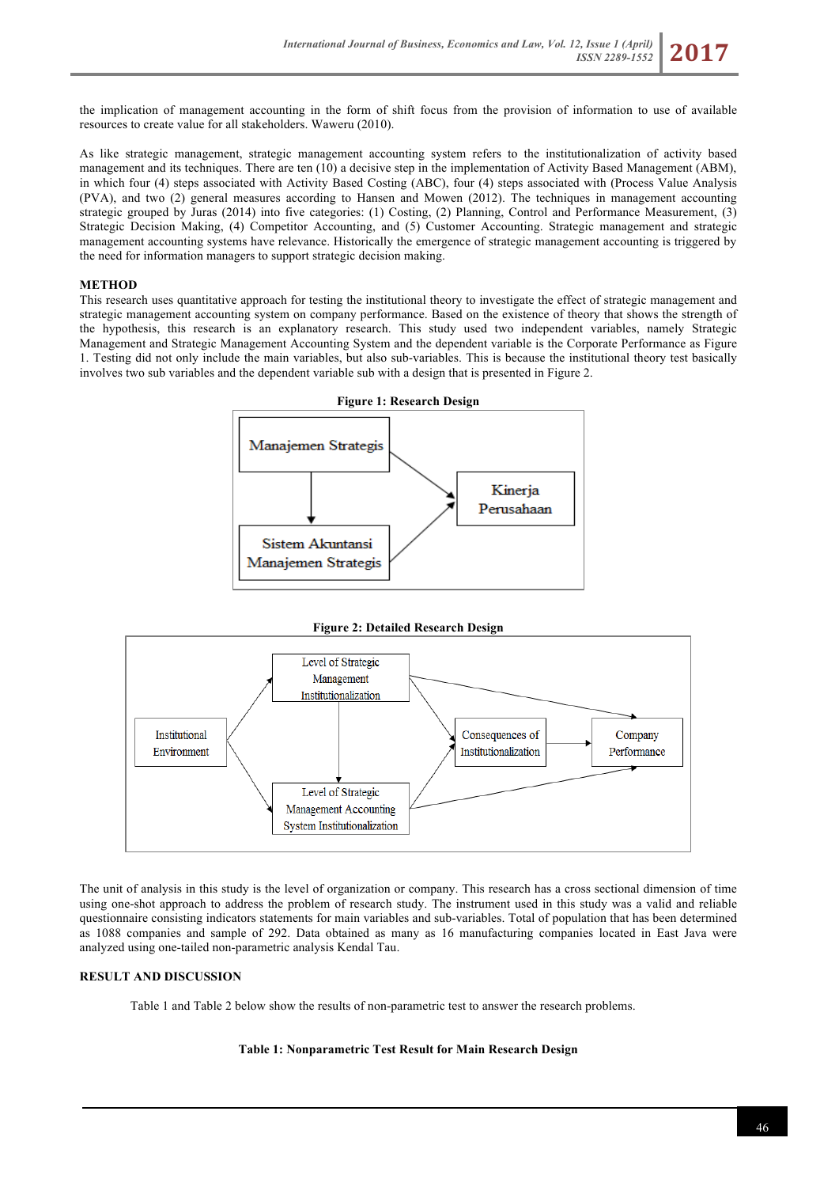the implication of management accounting in the form of shift focus from the provision of information to use of available resources to create value for all stakeholders. Waweru (2010).

As like strategic management, strategic management accounting system refers to the institutionalization of activity based management and its techniques. There are ten (10) a decisive step in the implementation of Activity Based Management (ABM), in which four (4) steps associated with Activity Based Costing (ABC), four (4) steps associated with (Process Value Analysis (PVA), and two (2) general measures according to Hansen and Mowen (2012). The techniques in management accounting strategic grouped by Juras (2014) into five categories: (1) Costing, (2) Planning, Control and Performance Measurement, (3) Strategic Decision Making, (4) Competitor Accounting, and (5) Customer Accounting. Strategic management and strategic management accounting systems have relevance. Historically the emergence of strategic management accounting is triggered by the need for information managers to support strategic decision making.

## METHOD

This research uses quantitative approach for testing the institutional theory to investigate the effect of strategic management and strategic management accounting system on company performance. Based on the existence of theory that shows the strength of the hypothesis, this research is an explanatory research. This study used two independent variables, namely Strategic Management and Strategic Management Accounting System and the dependent variable is the Corporate Performance as Figure 1. Testing did not only include the main variables, but also sub-variables. This is because the institutional theory test basically involves two sub variables and the dependent variable sub with a design that is presented in Figure 2.

**Figure 1: Research Design**

Manajemen Strategis

Kinerja Perusahaan

Sistem Akuntansi Manajemen Strategis

**Figure 2: Detailed Research Design**

Level of Strategic Management Institutionalization

Institutional Environment

Consequences of Institutionalization

Company Performance

Level of Strategic Management Accounting System Institutionalization

The unit of analysis in this study is the level of organization or company. This research has a cross sectional dimension of time using one-shot approach to address the problem of research study. The instrument used in this study was a valid and reliable questionnaire consisting indicators statements for main variables and sub-variables. Total of population that has been determined as 1088 companies and sample of 292. Data obtained as many as 16 manufacturing companies located in East Java were analyzed using one-tailed non-parametric analysis Kendal Tau.

## RESULT AND DISCUSSION

Table 1 and Table 2 below show the results of non-parametric test to answer the research problems.

**Table 1: Nonparametric Test Result for Main Research Design**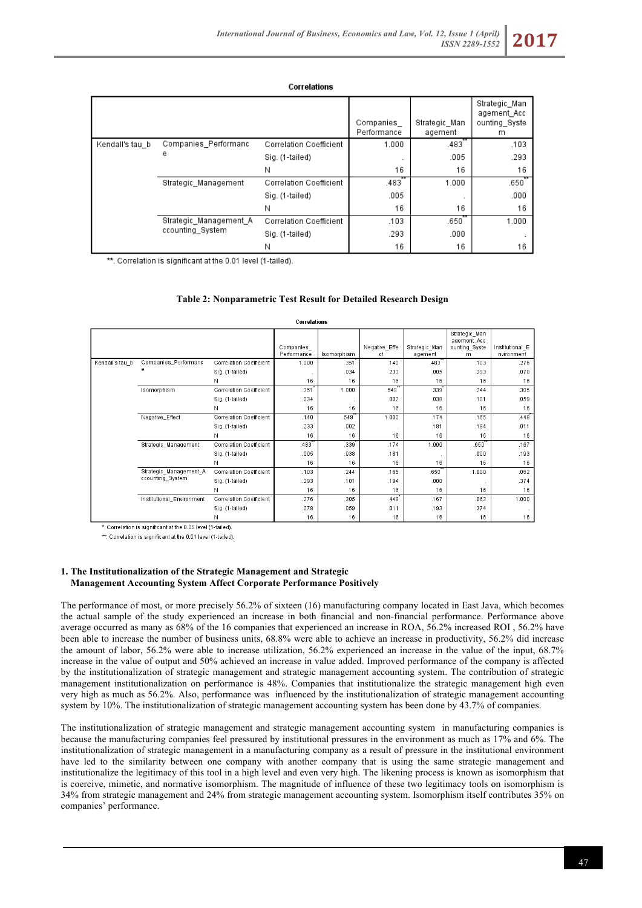**Correlations**

| | | | Companies_Performance | Strategic_Management | Strategic_Management_Accounting_System |
|---|---|---|---|---|---|
| Kendall's tau_b | Companies_Performance | Correlation Coefficient | 1.000 | .483** | .103 |
| | | Sig. (1-tailed) | . | .005 | .293 |
| | | N | 16 | 16 | 16 |
| | Strategic_Management | Correlation Coefficient | .483** | 1.000 | .650** |
| | | Sig. (1-tailed) | .005 | . | .000 |
| | | N | 16 | 16 | 16 |
| | Strategic_Management_Accounting_System | Correlation Coefficient | .103 | .650** | 1.000 |
| | | Sig. (1-tailed) | .293 | .000 | . |
| | | N | 16 | 16 | 16 |

**. Correlation is significant at the 0.01 level (1-tailed).

**Table 2: Nonparametric Test Result for Detailed Research Design**

**Correlations**

| | | | Companies_Performance | Isomorphism | Negative_Effect | Strategic_Management | Strategic_Management_Accounting_System | Institutional_Environment |
|---|---|---|---|---|---|---|---|---|
| Kendall's tau_b | Companies_Performance | Correlation Coefficient | 1.000 | .351* | .140 | .483** | .103 | .276 |
| | | Sig. (1-tailed) | . | .034 | .233 | .005 | .293 | .078 |
| | | N | 16 | 16 | 16 | 16 | 16 | 16 |
| | Isomorphism | Correlation Coefficient | .351* | 1.000 | .549** | .339* | .244 | .305 |
| | | Sig. (1-tailed) | .034 | . | .002 | .038 | .101 | .059 |
| | | N | 16 | 16 | 16 | 16 | 16 | 16 |
| | Negative_Effect | Correlation Coefficient | .140 | .549** | 1.000 | .174 | .165 | .448* |
| | | Sig. (1-tailed) | .233 | .002 | . | .181 | .194 | .011 |
| | | N | 16 | 16 | 16 | 16 | 16 | 16 |
| | Strategic_Management | Correlation Coefficient | .483** | .339* | .174 | 1.000 | .650** | .167 |
| | | Sig. (1-tailed) | .005 | .038 | .181 | . | .000 | .193 |
| | | N | 16 | 16 | 16 | 16 | 16 | 16 |
| | Strategic_Management_Accounting_System | Correlation Coefficient | .103 | .244 | .165 | .650** | 1.000 | .062 |
| | | Sig. (1-tailed) | .293 | .101 | .194 | .000 | . | .374 |
| | | N | 16 | 16 | 16 | 16 | 16 | 16 |
| | Institutional_Environment | Correlation Coefficient | .276 | .305 | .448* | .167 | .062 | 1.000 |
| | | Sig. (1-tailed) | .078 | .059 | .011 | .193 | .374 | . |
| | | N | 16 | 16 | 16 | 16 | 16 | 16 |

*. Correlation is significant at the 0.05 level (1-tailed).

**. Correlation is significant at the 0.01 level (1-tailed).

### 1. The Institutionalization of the Strategic Management and Strategic Management Accounting System Affect Corporate Performance Positively

The performance of most, or more precisely 56.2% of sixteen (16) manufacturing company located in East Java, which becomes the actual sample of the study experienced an increase in both financial and non-financial performance. Performance above average occurred as many as 68% of the 16 companies that experienced an increase in ROA, 56.2% increased ROI , 56.2% have been able to increase the number of business units, 68.8% were able to achieve an increase in productivity, 56.2% did increase the amount of labor, 56.2% were able to increase utilization, 56.2% experienced an increase in the value of the input, 68.7% increase in the value of output and 50% achieved an increase in value added. Improved performance of the company is affected by the institutionalization of strategic management and strategic management accounting system. The contribution of strategic management institutionalization on performance is 48%. Companies that institutionalize the strategic management high even very high as much as 56.2%. Also, performance was influenced by the institutionalization of strategic management accounting system by 10%. The institutionalization of strategic management accounting system has been done by 43.7% of companies.

The institutionalization of strategic management and strategic management accounting system in manufacturing companies is because the manufacturing companies feel pressured by institutional pressures in the environment as much as 17% and 6%. The institutionalization of strategic management in a manufacturing company as a result of pressure in the institutional environment have led to the similarity between one company with another company that is using the same strategic management and institutionalize the legitimacy of this tool in a high level and even very high. The likening process is known as isomorphism that is coercive, mimetic, and normative isomorphism. The magnitude of influence of these two legitimacy tools on isomorphism is 34% from strategic management and 24% from strategic management accounting system. Isomorphism itself contributes 35% on companies' performance.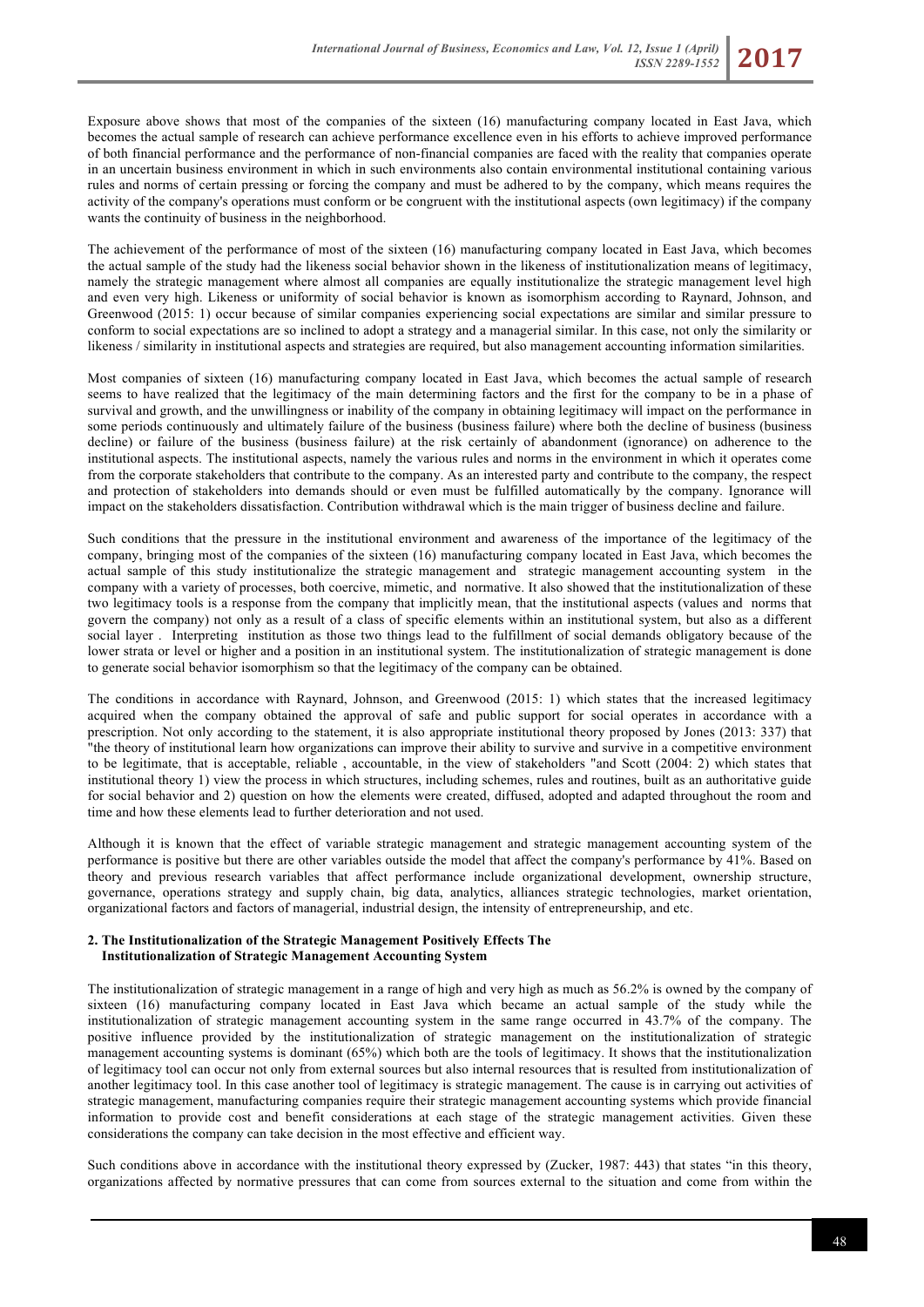Exposure above shows that most of the companies of the sixteen (16) manufacturing company located in East Java, which becomes the actual sample of research can achieve performance excellence even in his efforts to achieve improved performance of both financial performance and the performance of non-financial companies are faced with the reality that companies operate in an uncertain business environment in which in such environments also contain environmental institutional containing various rules and norms of certain pressing or forcing the company and must be adhered to by the company, which means requires the activity of the company's operations must conform or be congruent with the institutional aspects (own legitimacy) if the company wants the continuity of business in the neighborhood.

The achievement of the performance of most of the sixteen (16) manufacturing company located in East Java, which becomes the actual sample of the study had the likeness social behavior shown in the likeness of institutionalization means of legitimacy, namely the strategic management where almost all companies are equally institutionalize the strategic management level high and even very high. Likeness or uniformity of social behavior is known as isomorphism according to Raynard, Johnson, and Greenwood (2015: 1) occur because of similar companies experiencing social expectations are similar and similar pressure to conform to social expectations are so inclined to adopt a strategy and a managerial similar. In this case, not only the similarity or likeness / similarity in institutional aspects and strategies are required, but also management accounting information similarities.

Most companies of sixteen (16) manufacturing company located in East Java, which becomes the actual sample of research seems to have realized that the legitimacy of the main determining factors and the first for the company to be in a phase of survival and growth, and the unwillingness or inability of the company in obtaining legitimacy will impact on the performance in some periods continuously and ultimately failure of the business (business failure) where both the decline of business (business decline) or failure of the business (business failure) at the risk certainly of abandonment (ignorance) on adherence to the institutional aspects. The institutional aspects, namely the various rules and norms in the environment in which it operates come from the corporate stakeholders that contribute to the company. As an interested party and contribute to the company, the respect and protection of stakeholders into demands should or even must be fulfilled automatically by the company. Ignorance will impact on the stakeholders dissatisfaction. Contribution withdrawal which is the main trigger of business decline and failure.

Such conditions that the pressure in the institutional environment and awareness of the importance of the legitimacy of the company, bringing most of the companies of the sixteen (16) manufacturing company located in East Java, which becomes the actual sample of this study institutionalize the strategic management and strategic management accounting system in the company with a variety of processes, both coercive, mimetic, and normative. It also showed that the institutionalization of these two legitimacy tools is a response from the company that implicitly mean, that the institutional aspects (values and norms that govern the company) not only as a result of a class of specific elements within an institutional system, but also as a different social layer . Interpreting institution as those two things lead to the fulfillment of social demands obligatory because of the lower strata or level or higher and a position in an institutional system. The institutionalization of strategic management is done to generate social behavior isomorphism so that the legitimacy of the company can be obtained.

The conditions in accordance with Raynard, Johnson, and Greenwood (2015: 1) which states that the increased legitimacy acquired when the company obtained the approval of safe and public support for social operates in accordance with a prescription. Not only according to the statement, it is also appropriate institutional theory proposed by Jones (2013: 337) that "the theory of institutional learn how organizations can improve their ability to survive and survive in a competitive environment to be legitimate, that is acceptable, reliable , accountable, in the view of stakeholders "and Scott (2004: 2) which states that institutional theory 1) view the process in which structures, including schemes, rules and routines, built as an authoritative guide for social behavior and 2) question on how the elements were created, diffused, adopted and adapted throughout the room and time and how these elements lead to further deterioration and not used.

Although it is known that the effect of variable strategic management and strategic management accounting system of the performance is positive but there are other variables outside the model that affect the company's performance by 41%. Based on theory and previous research variables that affect performance include organizational development, ownership structure, governance, operations strategy and supply chain, big data, analytics, alliances strategic technologies, market orientation, organizational factors and factors of managerial, industrial design, the intensity of entrepreneurship, and etc.

### 2. The Institutionalization of the Strategic Management Positively Effects The Institutionalization of Strategic Management Accounting System

The institutionalization of strategic management in a range of high and very high as much as 56.2% is owned by the company of sixteen (16) manufacturing company located in East Java which became an actual sample of the study while the institutionalization of strategic management accounting system in the same range occurred in 43.7% of the company. The positive influence provided by the institutionalization of strategic management on the institutionalization of strategic management accounting systems is dominant (65%) which both are the tools of legitimacy. It shows that the institutionalization of legitimacy tool can occur not only from external sources but also internal resources that is resulted from institutionalization of another legitimacy tool. In this case another tool of legitimacy is strategic management. The cause is in carrying out activities of strategic management, manufacturing companies require their strategic management accounting systems which provide financial information to provide cost and benefit considerations at each stage of the strategic management activities. Given these considerations the company can take decision in the most effective and efficient way.

Such conditions above in accordance with the institutional theory expressed by (Zucker, 1987: 443) that states "in this theory, organizations affected by normative pressures that can come from sources external to the situation and come from within the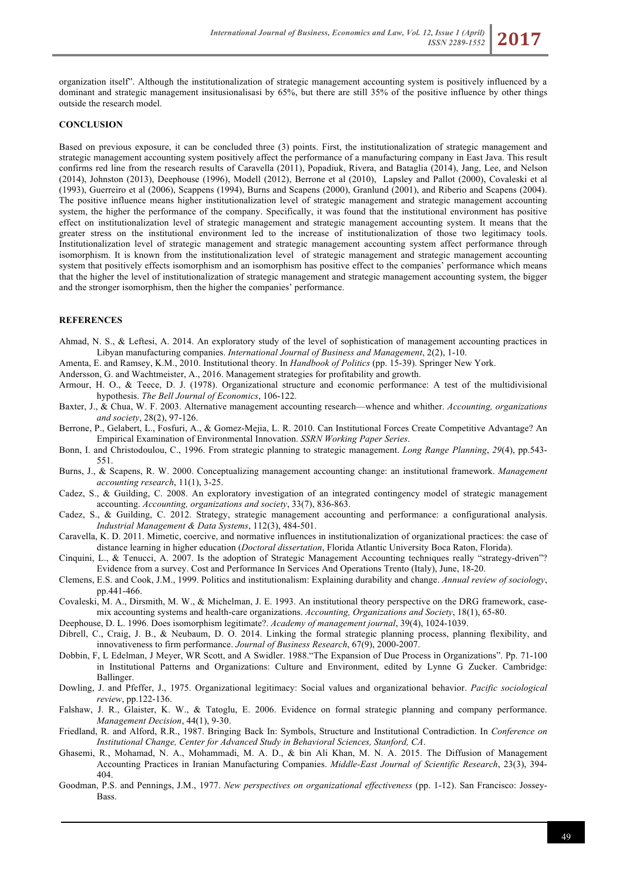organization itself". Although the institutionalization of strategic management accounting system is positively influenced by a dominant and strategic management insitusionalisasi by 65%, but there are still 35% of the positive influence by other things outside the research model.

## CONCLUSION

Based on previous exposure, it can be concluded three (3) points. First, the institutionalization of strategic management and strategic management accounting system positively affect the performance of a manufacturing company in East Java. This result confirms red line from the research results of Caravella (2011), Popadiuk, Rivera, and Bataglia (2014), Jang, Lee, and Nelson (2014), Johnston (2013), Deephouse (1996), Modell (2012), Berrone et al (2010), Lapsley and Pallot (2000), Covaleski et al (1993), Guerreiro et al (2006), Scappens (1994), Burns and Scapens (2000), Granlund (2001), and Riberio and Scapens (2004). The positive influence means higher institutionalization level of strategic management and strategic management accounting system, the higher the performance of the company. Specifically, it was found that the institutional environment has positive effect on institutionalization level of strategic management and strategic management accounting system. It means that the greater stress on the institutional environment led to the increase of institutionalization of those two legitimacy tools. Institutionalization level of strategic management and strategic management accounting system affect performance through isomorphism. It is known from the institutionalization level of strategic management and strategic management accounting system that positively effects isomorphism and an isomorphism has positive effect to the companies' performance which means that the higher the level of institutionalization of strategic management and strategic management accounting system, the bigger and the stronger isomorphism, then the higher the companies' performance.

## REFERENCES

Ahmad, N. S., & Leftesi, A. 2014. An exploratory study of the level of sophistication of management accounting practices in Libyan manufacturing companies. *International Journal of Business and Management*, 2(2), 1-10.

Amenta, E. and Ramsey, K.M., 2010. Institutional theory. In *Handbook of Politics* (pp. 15-39). Springer New York.

Andersson, G. and Wachtmeister, A., 2016. Management strategies for profitability and growth.

Armour, H. O., & Teece, D. J. (1978). Organizational structure and economic performance: A test of the multidivisional hypothesis. *The Bell Journal of Economics*, 106-122.

Baxter, J., & Chua, W. F. 2003. Alternative management accounting research—whence and whither. *Accounting, organizations and society*, 28(2), 97-126.

Berrone, P., Gelabert, L., Fosfuri, A., & Gomez-Mejia, L. R. 2010. Can Institutional Forces Create Competitive Advantage? An Empirical Examination of Environmental Innovation. *SSRN Working Paper Series*.

Bonn, I. and Christodoulou, C., 1996. From strategic planning to strategic management. *Long Range Planning*, *29*(4), pp.543-551.

Burns, J., & Scapens, R. W. 2000. Conceptualizing management accounting change: an institutional framework. *Management accounting research*, 11(1), 3-25.

Cadez, S., & Guilding, C. 2008. An exploratory investigation of an integrated contingency model of strategic management accounting. *Accounting, organizations and society*, 33(7), 836-863.

Cadez, S., & Guilding, C. 2012. Strategy, strategic management accounting and performance: a configurational analysis. *Industrial Management & Data Systems*, 112(3), 484-501.

Caravella, K. D. 2011. Mimetic, coercive, and normative influences in institutionalization of organizational practices: the case of distance learning in higher education (*Doctoral dissertation*, Florida Atlantic University Boca Raton, Florida).

Cinquini, L., & Tenucci, A. 2007. Is the adoption of Strategic Management Accounting techniques really "strategy-driven"? Evidence from a survey. Cost and Performance In Services And Operations Trento (Italy), June, 18-20.

Clemens, E.S. and Cook, J.M., 1999. Politics and institutionalism: Explaining durability and change. *Annual review of sociology*, pp.441-466.

Covaleski, M. A., Dirsmith, M. W., & Michelman, J. E. 1993. An institutional theory perspective on the DRG framework, case-mix accounting systems and health-care organizations. *Accounting, Organizations and Society*, 18(1), 65-80.

Deephouse, D. L. 1996. Does isomorphism legitimate?. *Academy of management journal*, 39(4), 1024-1039.

Dibrell, C., Craig, J. B., & Neubaum, D. O. 2014. Linking the formal strategic planning process, planning flexibility, and innovativeness to firm performance. *Journal of Business Research*, 67(9), 2000-2007.

Dobbin, F, L Edelman, J Meyer, WR Scott, and A Swidler. 1988."The Expansion of Due Process in Organizations". Pp. 71-100 in Institutional Patterns and Organizations: Culture and Environment, edited by Lynne G Zucker. Cambridge: Ballinger.

Dowling, J. and Pfeffer, J., 1975. Organizational legitimacy: Social values and organizational behavior. *Pacific sociological review*, pp.122-136.

Falshaw, J. R., Glaister, K. W., & Tatoglu, E. 2006. Evidence on formal strategic planning and company performance. *Management Decision*, 44(1), 9-30.

Friedland, R. and Alford, R.R., 1987. Bringing Back In: Symbols, Structure and Institutional Contradiction. In *Conference on Institutional Change, Center for Advanced Study in Behavioral Sciences, Stanford, CA*.

Ghasemi, R., Mohamad, N. A., Mohammadi, M. A. D., & bin Ali Khan, M. N. A. 2015. The Diffusion of Management Accounting Practices in Iranian Manufacturing Companies. *Middle-East Journal of Scientific Research*, 23(3), 394-404.

Goodman, P.S. and Pennings, J.M., 1977. *New perspectives on organizational effectiveness* (pp. 1-12). San Francisco: Jossey-Bass.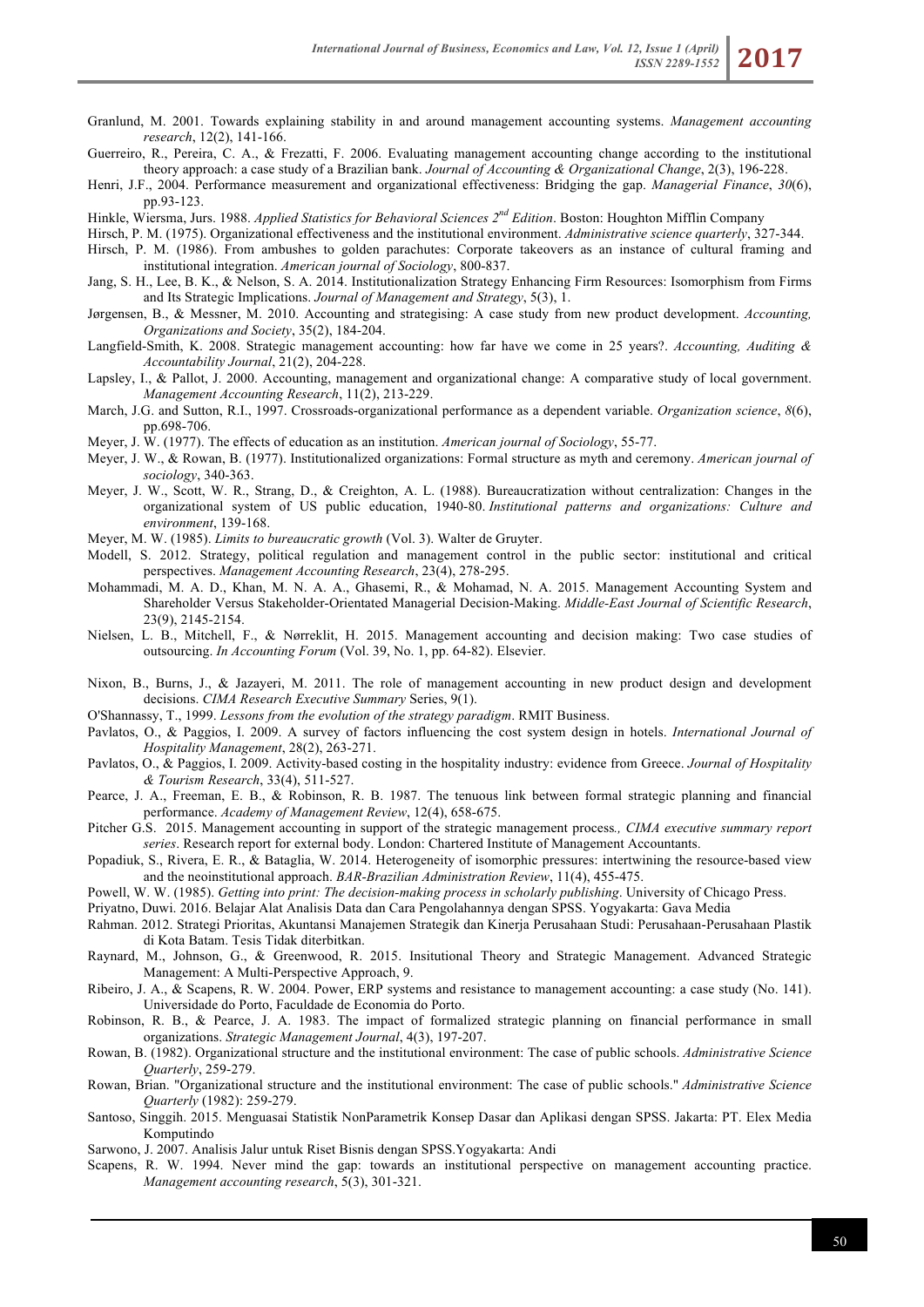Granlund, M. 2001. Towards explaining stability in and around management accounting systems. *Management accounting research*, 12(2), 141-166.

Guerreiro, R., Pereira, C. A., & Frezatti, F. 2006. Evaluating management accounting change according to the institutional theory approach: a case study of a Brazilian bank. *Journal of Accounting & Organizational Change*, 2(3), 196-228.

Henri, J.F., 2004. Performance measurement and organizational effectiveness: Bridging the gap. *Managerial Finance*, *30*(6), pp.93-123.

Hinkle, Wiersma, Jurs. 1988. *Applied Statistics for Behavioral Sciences 2nd Edition*. Boston: Houghton Mifflin Company

Hirsch, P. M. (1975). Organizational effectiveness and the institutional environment. *Administrative science quarterly*, 327-344.

Hirsch, P. M. (1986). From ambushes to golden parachutes: Corporate takeovers as an instance of cultural framing and institutional integration. *American journal of Sociology*, 800-837.

Jang, S. H., Lee, B. K., & Nelson, S. A. 2014. Institutionalization Strategy Enhancing Firm Resources: Isomorphism from Firms and Its Strategic Implications. *Journal of Management and Strategy*, 5(3), 1.

Jørgensen, B., & Messner, M. 2010. Accounting and strategising: A case study from new product development. *Accounting, Organizations and Society*, 35(2), 184-204.

Langfield-Smith, K. 2008. Strategic management accounting: how far have we come in 25 years?. *Accounting, Auditing & Accountability Journal*, 21(2), 204-228.

Lapsley, I., & Pallot, J. 2000. Accounting, management and organizational change: A comparative study of local government. *Management Accounting Research*, 11(2), 213-229.

March, J.G. and Sutton, R.I., 1997. Crossroads-organizational performance as a dependent variable. *Organization science*, *8*(6), pp.698-706.

Meyer, J. W. (1977). The effects of education as an institution. *American journal of Sociology*, 55-77.

Meyer, J. W., & Rowan, B. (1977). Institutionalized organizations: Formal structure as myth and ceremony. *American journal of sociology*, 340-363.

Meyer, J. W., Scott, W. R., Strang, D., & Creighton, A. L. (1988). Bureaucratization without centralization: Changes in the organizational system of US public education, 1940-80. *Institutional patterns and organizations: Culture and environment*, 139-168.

Meyer, M. W. (1985). *Limits to bureaucratic growth* (Vol. 3). Walter de Gruyter.

Modell, S. 2012. Strategy, political regulation and management control in the public sector: institutional and critical perspectives. *Management Accounting Research*, 23(4), 278-295.

Mohammadi, M. A. D., Khan, M. N. A. A., Ghasemi, R., & Mohamad, N. A. 2015. Management Accounting System and Shareholder Versus Stakeholder-Orientated Managerial Decision-Making. *Middle-East Journal of Scientific Research*, 23(9), 2145-2154.

Nielsen, L. B., Mitchell, F., & Nørreklit, H. 2015. Management accounting and decision making: Two case studies of outsourcing. *In Accounting Forum* (Vol. 39, No. 1, pp. 64-82). Elsevier.

Nixon, B., Burns, J., & Jazayeri, M. 2011. The role of management accounting in new product design and development decisions. *CIMA Research Executive Summary* Series, 9(1).

O'Shannassy, T., 1999. *Lessons from the evolution of the strategy paradigm*. RMIT Business.

Pavlatos, O., & Paggios, I. 2009. A survey of factors influencing the cost system design in hotels. *International Journal of Hospitality Management*, 28(2), 263-271.

Pavlatos, O., & Paggios, I. 2009. Activity-based costing in the hospitality industry: evidence from Greece. *Journal of Hospitality & Tourism Research*, 33(4), 511-527.

Pearce, J. A., Freeman, E. B., & Robinson, R. B. 1987. The tenuous link between formal strategic planning and financial performance. *Academy of Management Review*, 12(4), 658-675.

Pitcher G.S. 2015. Management accounting in support of the strategic management process*., CIMA executive summary report series*. Research report for external body. London: Chartered Institute of Management Accountants.

Popadiuk, S., Rivera, E. R., & Bataglia, W. 2014. Heterogeneity of isomorphic pressures: intertwining the resource-based view and the neoinstitutional approach. *BAR-Brazilian Administration Review*, 11(4), 455-475.

Powell, W. W. (1985). *Getting into print: The decision-making process in scholarly publishing*. University of Chicago Press.

Priyatno, Duwi. 2016. Belajar Alat Analisis Data dan Cara Pengolahannya dengan SPSS. Yogyakarta: Gava Media

Rahman. 2012. Strategi Prioritas, Akuntansi Manajemen Strategik dan Kinerja Perusahaan Studi: Perusahaan-Perusahaan Plastik di Kota Batam. Tesis Tidak diterbitkan.

Raynard, M., Johnson, G., & Greenwood, R. 2015. Insitutional Theory and Strategic Management. Advanced Strategic Management: A Multi-Perspective Approach, 9.

Ribeiro, J. A., & Scapens, R. W. 2004. Power, ERP systems and resistance to management accounting: a case study (No. 141). Universidade do Porto, Faculdade de Economia do Porto.

Robinson, R. B., & Pearce, J. A. 1983. The impact of formalized strategic planning on financial performance in small organizations. *Strategic Management Journal*, 4(3), 197-207.

Rowan, B. (1982). Organizational structure and the institutional environment: The case of public schools. *Administrative Science Quarterly*, 259-279.

Rowan, Brian. "Organizational structure and the institutional environment: The case of public schools." *Administrative Science Quarterly* (1982): 259-279.

Santoso, Singgih. 2015. Menguasai Statistik NonParametrik Konsep Dasar dan Aplikasi dengan SPSS. Jakarta: PT. Elex Media Komputindo

Sarwono, J. 2007. Analisis Jalur untuk Riset Bisnis dengan SPSS.Yogyakarta: Andi

Scapens, R. W. 1994. Never mind the gap: towards an institutional perspective on management accounting practice. *Management accounting research*, 5(3), 301-321.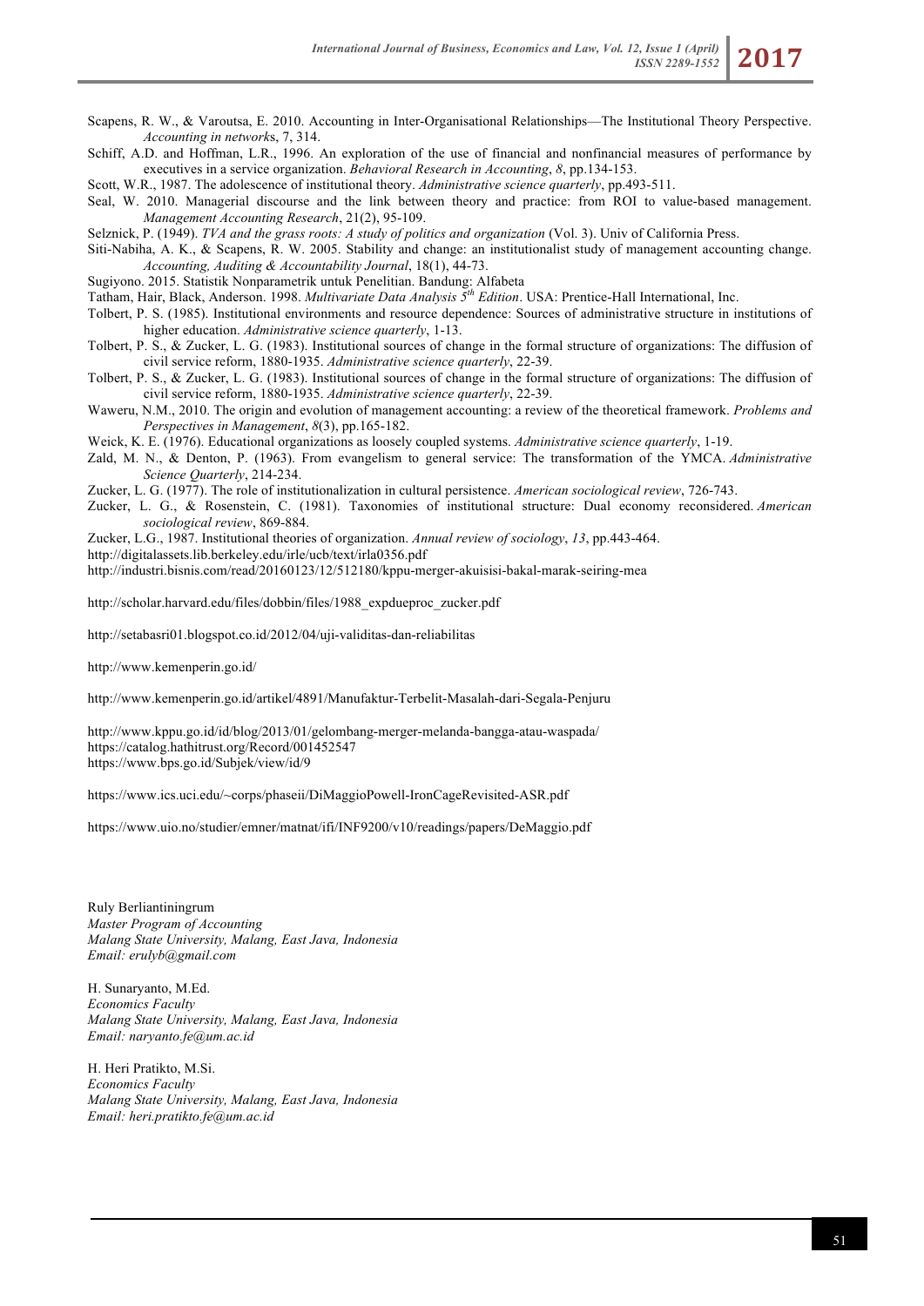Scapens, R. W., & Varoutsa, E. 2010. Accounting in Inter-Organisational Relationships—The Institutional Theory Perspective. *Accounting in networks*, 7, 314.

Schiff, A.D. and Hoffman, L.R., 1996. An exploration of the use of financial and nonfinancial measures of performance by executives in a service organization. *Behavioral Research in Accounting*, *8*, pp.134-153.

Scott, W.R., 1987. The adolescence of institutional theory. *Administrative science quarterly*, pp.493-511.

Seal, W. 2010. Managerial discourse and the link between theory and practice: from ROI to value-based management. *Management Accounting Research*, 21(2), 95-109.

Selznick, P. (1949). *TVA and the grass roots: A study of politics and organization* (Vol. 3). Univ of California Press.

Siti-Nabiha, A. K., & Scapens, R. W. 2005. Stability and change: an institutionalist study of management accounting change. *Accounting, Auditing & Accountability Journal*, 18(1), 44-73.

Sugiyono. 2015. Statistik Nonparametrik untuk Penelitian. Bandung: Alfabeta

Tatham, Hair, Black, Anderson. 1998. *Multivariate Data Analysis 5th Edition*. USA: Prentice-Hall International, Inc.

Tolbert, P. S. (1985). Institutional environments and resource dependence: Sources of administrative structure in institutions of higher education. *Administrative science quarterly*, 1-13.

Tolbert, P. S., & Zucker, L. G. (1983). Institutional sources of change in the formal structure of organizations: The diffusion of civil service reform, 1880-1935. *Administrative science quarterly*, 22-39.

Tolbert, P. S., & Zucker, L. G. (1983). Institutional sources of change in the formal structure of organizations: The diffusion of civil service reform, 1880-1935. *Administrative science quarterly*, 22-39.

Waweru, N.M., 2010. The origin and evolution of management accounting: a review of the theoretical framework. *Problems and Perspectives in Management*, *8*(3), pp.165-182.

Weick, K. E. (1976). Educational organizations as loosely coupled systems. *Administrative science quarterly*, 1-19.

Zald, M. N., & Denton, P. (1963). From evangelism to general service: The transformation of the YMCA. *Administrative Science Quarterly*, 214-234.

Zucker, L. G. (1977). The role of institutionalization in cultural persistence. *American sociological review*, 726-743.

Zucker, L. G., & Rosenstein, C. (1981). Taxonomies of institutional structure: Dual economy reconsidered. *American sociological review*, 869-884.

Zucker, L.G., 1987. Institutional theories of organization. *Annual review of sociology*, *13*, pp.443-464.

http://digitalassets.lib.berkeley.edu/irle/ucb/text/irla0356.pdf

http://industri.bisnis.com/read/20160123/12/512180/kppu-merger-akuisisi-bakal-marak-seiring-mea

http://scholar.harvard.edu/files/dobbin/files/1988_expdueproc_zucker.pdf

http://setabasri01.blogspot.co.id/2012/04/uji-validitas-dan-reliabilitas

http://www.kemenperin.go.id/

http://www.kemenperin.go.id/artikel/4891/Manufaktur-Terbelit-Masalah-dari-Segala-Penjuru

http://www.kppu.go.id/id/blog/2013/01/gelombang-merger-melanda-bangga-atau-waspada/

https://catalog.hathitrust.org/Record/001452547

https://www.bps.go.id/Subjek/view/id/9

https://www.ics.uci.edu/~corps/phaseii/DiMaggioPowell-IronCageRevisited-ASR.pdf

https://www.uio.no/studier/emner/matnat/ifi/INF9200/v10/readings/papers/DeMaggio.pdf

Ruly Berliantiningrum
*Master Program of Accounting*
*Malang State University, Malang, East Java, Indonesia*
*Email: erulyb@gmail.com*

H. Sunaryanto, M.Ed.
*Economics Faculty*
*Malang State University, Malang, East Java, Indonesia*
*Email: naryanto.fe@um.ac.id*

H. Heri Pratikto, M.Si.
*Economics Faculty*
*Malang State University, Malang, East Java, Indonesia*
*Email: heri.pratikto.fe@um.ac.id*